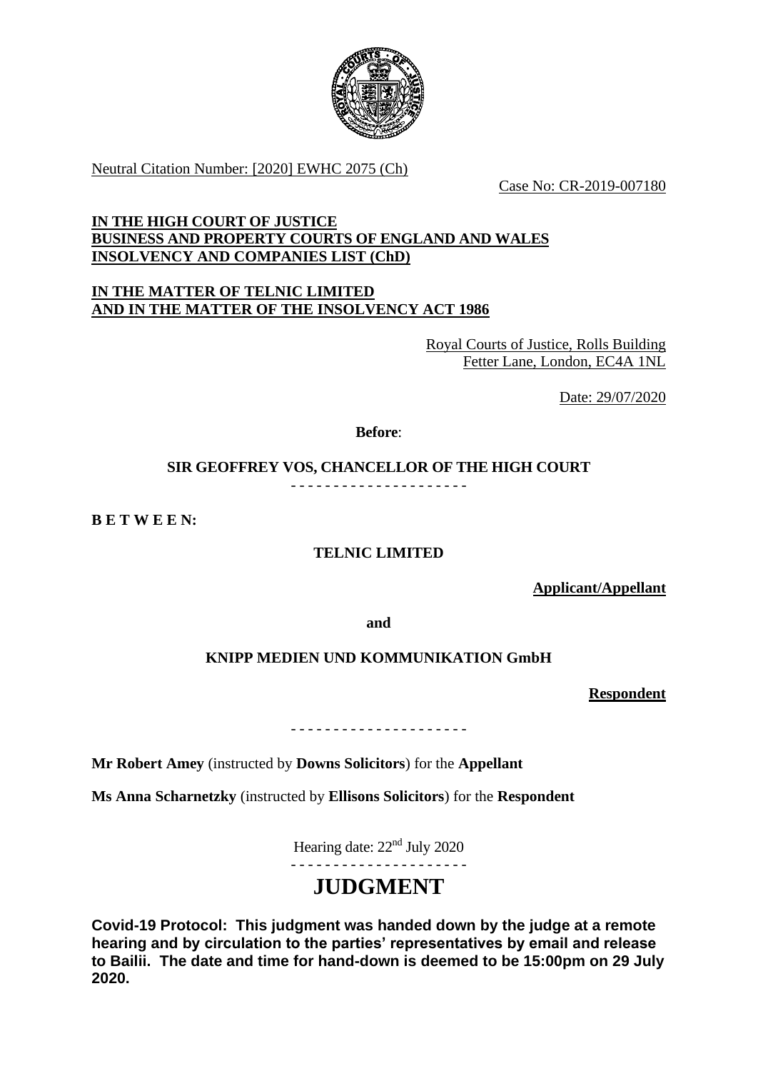Neutral Citation Number: [2020] EWHC 2075 (Ch)

Case No: CR-2019-007180

**IN THE HIGH COURT OF JUSTICE**
**BUSINESS AND PROPERTY COURTS OF ENGLAND AND WALES**
**INSOLVENCY AND COMPANIES LIST (ChD)**

**IN THE MATTER OF TELNIC LIMITED**
**AND IN THE MATTER OF THE INSOLVENCY ACT 1986**

Royal Courts of Justice, Rolls Building
Fetter Lane, London, EC4A 1NL

Date: 29/07/2020

**Before**:

**SIR GEOFFREY VOS, CHANCELLOR OF THE HIGH COURT**

- - - - - - - - - - - - - - - - - - - - -

**B E T W E E N:**

**TELNIC LIMITED**

**Applicant/Appellant**

**and**

**KNIPP MEDIEN UND KOMMUNIKATION GmbH**

**Respondent**

- - - - - - - - - - - - - - - - - - - - -

**Mr Robert Amey** (instructed by **Downs Solicitors**) for the **Appellant**

**Ms Anna Scharnetzky** (instructed by **Ellisons Solicitors**) for the **Respondent**

Hearing date: 22nd July 2020

- - - - - - - - - - - - - - - - - - - - -

# JUDGMENT

**Covid-19 Protocol: This judgment was handed down by the judge at a remote hearing and by circulation to the parties' representatives by email and release to Bailii. The date and time for hand-down is deemed to be 15:00pm on 29 July 2020.**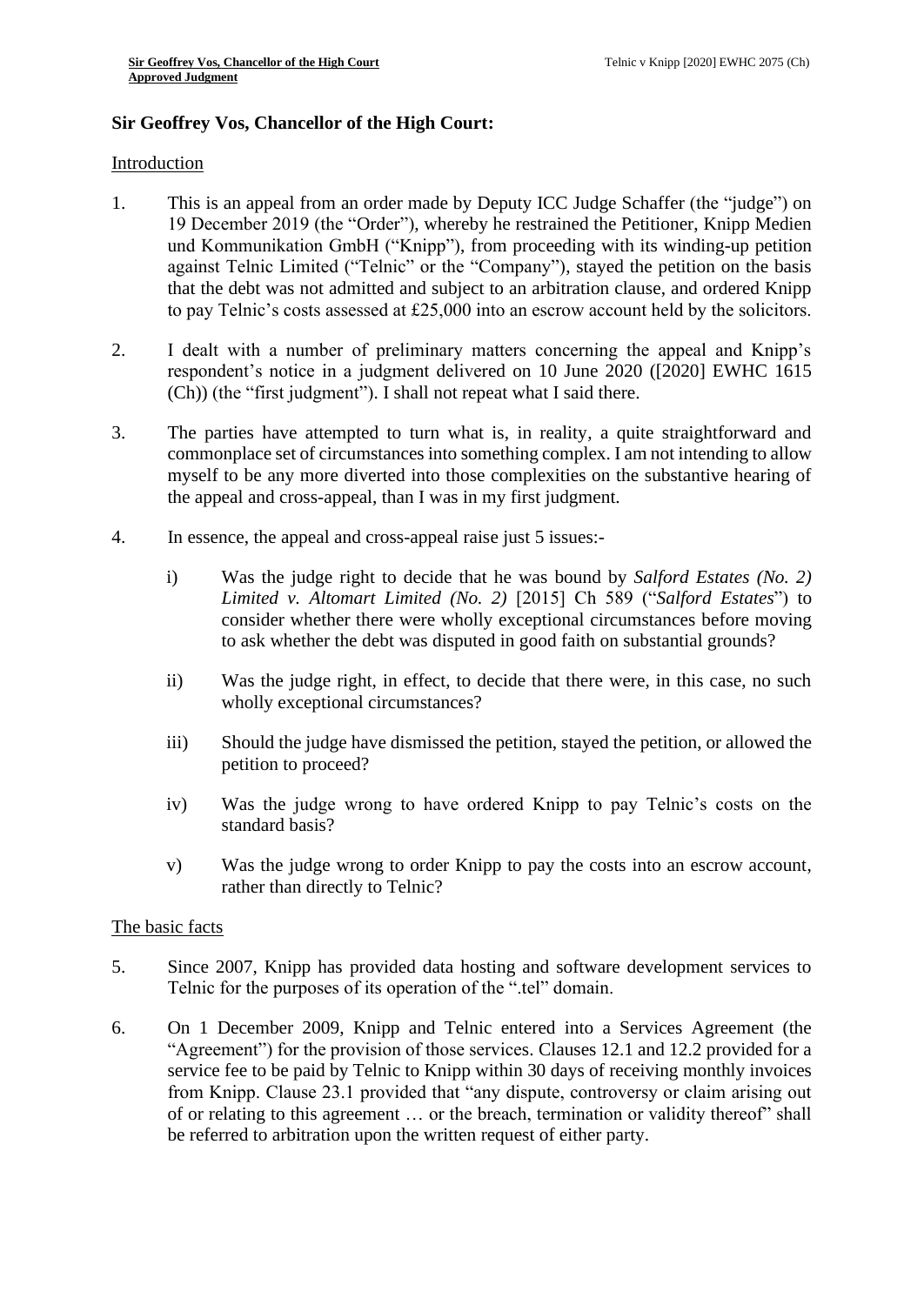## Sir Geoffrey Vos, Chancellor of the High Court:

Introduction

1. This is an appeal from an order made by Deputy ICC Judge Schaffer (the "judge") on 19 December 2019 (the "Order"), whereby he restrained the Petitioner, Knipp Medien und Kommunikation GmbH ("Knipp"), from proceeding with its winding-up petition against Telnic Limited ("Telnic" or the "Company"), stayed the petition on the basis that the debt was not admitted and subject to an arbitration clause, and ordered Knipp to pay Telnic's costs assessed at £25,000 into an escrow account held by the solicitors.

2. I dealt with a number of preliminary matters concerning the appeal and Knipp's respondent's notice in a judgment delivered on 10 June 2020 ([2020] EWHC 1615 (Ch)) (the "first judgment"). I shall not repeat what I said there.

3. The parties have attempted to turn what is, in reality, a quite straightforward and commonplace set of circumstances into something complex. I am not intending to allow myself to be any more diverted into those complexities on the substantive hearing of the appeal and cross-appeal, than I was in my first judgment.

4. In essence, the appeal and cross-appeal raise just 5 issues:-

   i) Was the judge right to decide that he was bound by *Salford Estates (No. 2) Limited v. Altomart Limited (No. 2)* [2015] Ch 589 ("*Salford Estates*") to consider whether there were wholly exceptional circumstances before moving to ask whether the debt was disputed in good faith on substantial grounds?

   ii) Was the judge right, in effect, to decide that there were, in this case, no such wholly exceptional circumstances?

   iii) Should the judge have dismissed the petition, stayed the petition, or allowed the petition to proceed?

   iv) Was the judge wrong to have ordered Knipp to pay Telnic's costs on the standard basis?

   v) Was the judge wrong to order Knipp to pay the costs into an escrow account, rather than directly to Telnic?

The basic facts

5. Since 2007, Knipp has provided data hosting and software development services to Telnic for the purposes of its operation of the ".tel" domain.

6. On 1 December 2009, Knipp and Telnic entered into a Services Agreement (the "Agreement") for the provision of those services. Clauses 12.1 and 12.2 provided for a service fee to be paid by Telnic to Knipp within 30 days of receiving monthly invoices from Knipp. Clause 23.1 provided that "any dispute, controversy or claim arising out of or relating to this agreement … or the breach, termination or validity thereof" shall be referred to arbitration upon the written request of either party.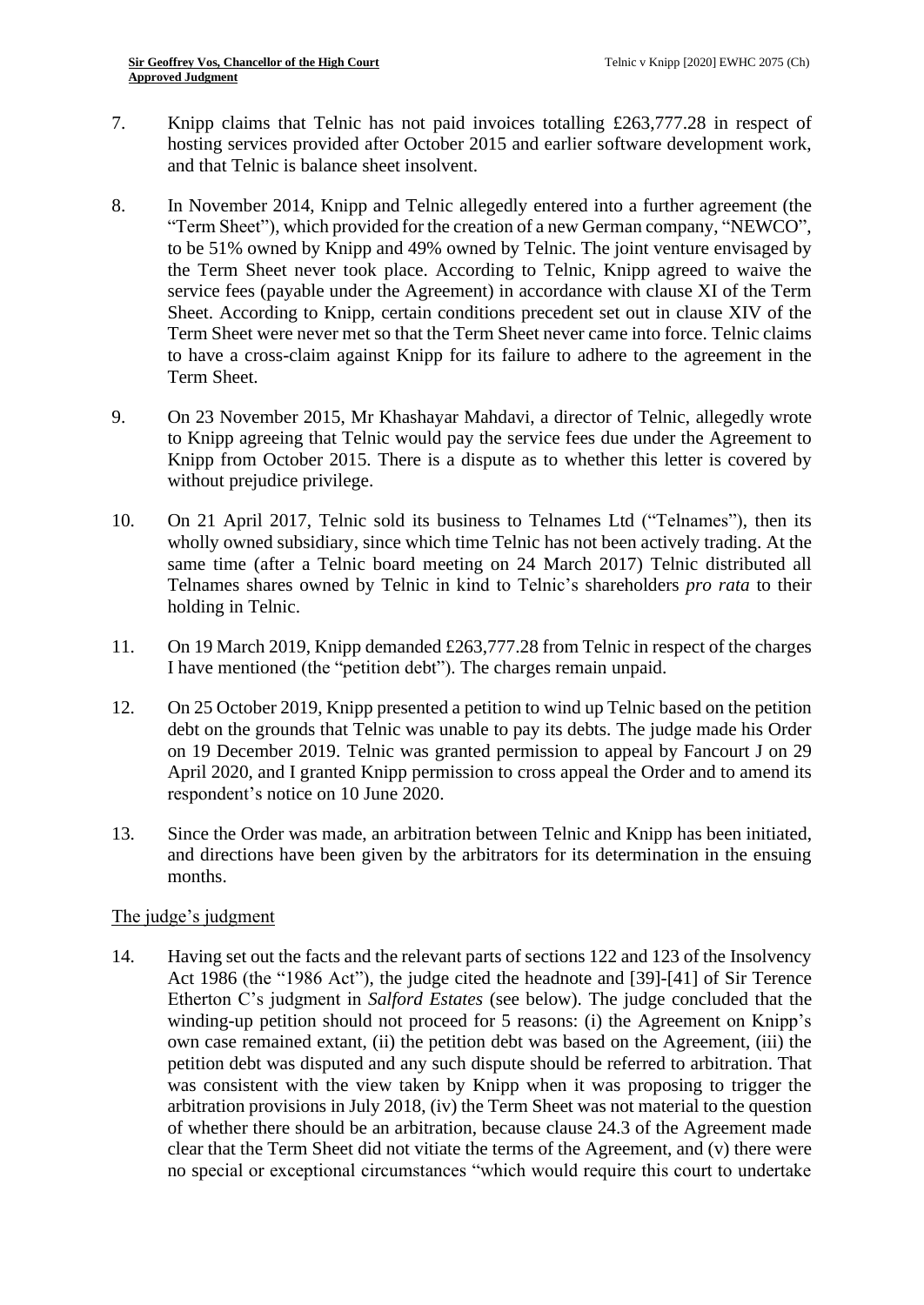7. Knipp claims that Telnic has not paid invoices totalling £263,777.28 in respect of hosting services provided after October 2015 and earlier software development work, and that Telnic is balance sheet insolvent.

8. In November 2014, Knipp and Telnic allegedly entered into a further agreement (the "Term Sheet"), which provided for the creation of a new German company, "NEWCO", to be 51% owned by Knipp and 49% owned by Telnic. The joint venture envisaged by the Term Sheet never took place. According to Telnic, Knipp agreed to waive the service fees (payable under the Agreement) in accordance with clause XI of the Term Sheet. According to Knipp, certain conditions precedent set out in clause XIV of the Term Sheet were never met so that the Term Sheet never came into force. Telnic claims to have a cross-claim against Knipp for its failure to adhere to the agreement in the Term Sheet.

9. On 23 November 2015, Mr Khashayar Mahdavi, a director of Telnic, allegedly wrote to Knipp agreeing that Telnic would pay the service fees due under the Agreement to Knipp from October 2015. There is a dispute as to whether this letter is covered by without prejudice privilege.

10. On 21 April 2017, Telnic sold its business to Telnames Ltd ("Telnames"), then its wholly owned subsidiary, since which time Telnic has not been actively trading. At the same time (after a Telnic board meeting on 24 March 2017) Telnic distributed all Telnames shares owned by Telnic in kind to Telnic's shareholders *pro rata* to their holding in Telnic.

11. On 19 March 2019, Knipp demanded £263,777.28 from Telnic in respect of the charges I have mentioned (the "petition debt"). The charges remain unpaid.

12. On 25 October 2019, Knipp presented a petition to wind up Telnic based on the petition debt on the grounds that Telnic was unable to pay its debts. The judge made his Order on 19 December 2019. Telnic was granted permission to appeal by Fancourt J on 29 April 2020, and I granted Knipp permission to cross appeal the Order and to amend its respondent's notice on 10 June 2020.

13. Since the Order was made, an arbitration between Telnic and Knipp has been initiated, and directions have been given by the arbitrators for its determination in the ensuing months.

## The judge's judgment

14. Having set out the facts and the relevant parts of sections 122 and 123 of the Insolvency Act 1986 (the "1986 Act"), the judge cited the headnote and [39]-[41] of Sir Terence Etherton C's judgment in *Salford Estates* (see below). The judge concluded that the winding-up petition should not proceed for 5 reasons: (i) the Agreement on Knipp's own case remained extant, (ii) the petition debt was based on the Agreement, (iii) the petition debt was disputed and any such dispute should be referred to arbitration. That was consistent with the view taken by Knipp when it was proposing to trigger the arbitration provisions in July 2018, (iv) the Term Sheet was not material to the question of whether there should be an arbitration, because clause 24.3 of the Agreement made clear that the Term Sheet did not vitiate the terms of the Agreement, and (v) there were no special or exceptional circumstances "which would require this court to undertake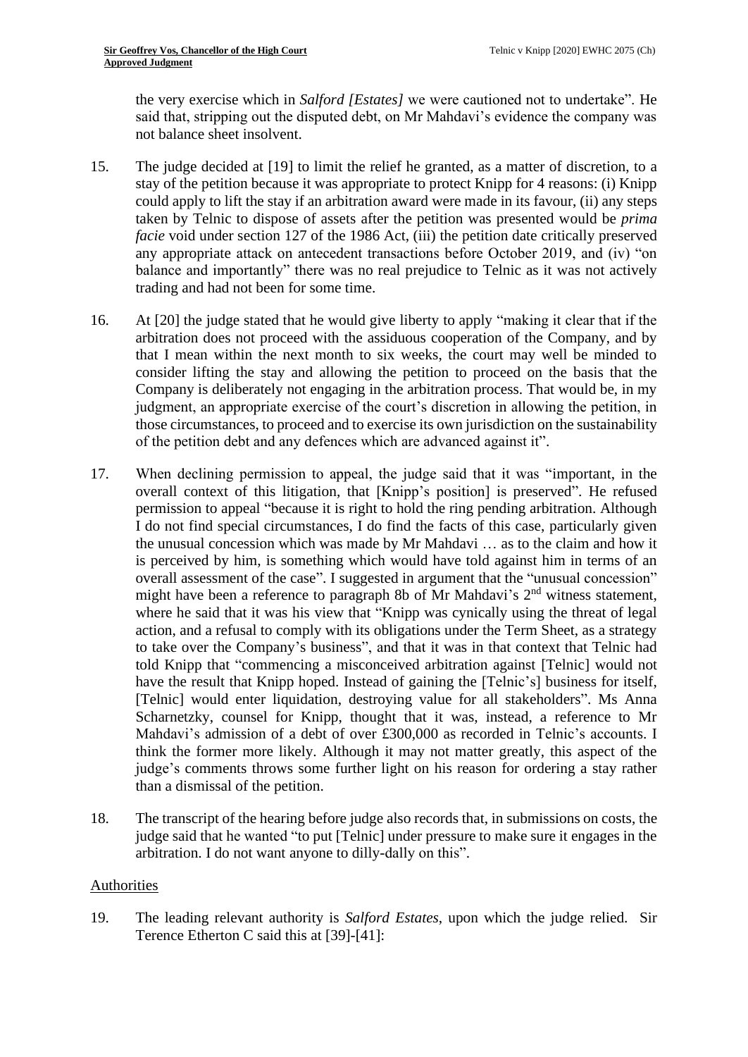the very exercise which in *Salford [Estates]* we were cautioned not to undertake". He said that, stripping out the disputed debt, on Mr Mahdavi's evidence the company was not balance sheet insolvent.

15. The judge decided at [19] to limit the relief he granted, as a matter of discretion, to a stay of the petition because it was appropriate to protect Knipp for 4 reasons: (i) Knipp could apply to lift the stay if an arbitration award were made in its favour, (ii) any steps taken by Telnic to dispose of assets after the petition was presented would be *prima facie* void under section 127 of the 1986 Act, (iii) the petition date critically preserved any appropriate attack on antecedent transactions before October 2019, and (iv) "on balance and importantly" there was no real prejudice to Telnic as it was not actively trading and had not been for some time.

16. At [20] the judge stated that he would give liberty to apply "making it clear that if the arbitration does not proceed with the assiduous cooperation of the Company, and by that I mean within the next month to six weeks, the court may well be minded to consider lifting the stay and allowing the petition to proceed on the basis that the Company is deliberately not engaging in the arbitration process. That would be, in my judgment, an appropriate exercise of the court's discretion in allowing the petition, in those circumstances, to proceed and to exercise its own jurisdiction on the sustainability of the petition debt and any defences which are advanced against it".

17. When declining permission to appeal, the judge said that it was "important, in the overall context of this litigation, that [Knipp's position] is preserved". He refused permission to appeal "because it is right to hold the ring pending arbitration. Although I do not find special circumstances, I do find the facts of this case, particularly given the unusual concession which was made by Mr Mahdavi … as to the claim and how it is perceived by him, is something which would have told against him in terms of an overall assessment of the case". I suggested in argument that the "unusual concession" might have been a reference to paragraph 8b of Mr Mahdavi's 2nd witness statement, where he said that it was his view that "Knipp was cynically using the threat of legal action, and a refusal to comply with its obligations under the Term Sheet, as a strategy to take over the Company's business", and that it was in that context that Telnic had told Knipp that "commencing a misconceived arbitration against [Telnic] would not have the result that Knipp hoped. Instead of gaining the [Telnic's] business for itself, [Telnic] would enter liquidation, destroying value for all stakeholders". Ms Anna Scharnetzky, counsel for Knipp, thought that it was, instead, a reference to Mr Mahdavi's admission of a debt of over £300,000 as recorded in Telnic's accounts. I think the former more likely. Although it may not matter greatly, this aspect of the judge's comments throws some further light on his reason for ordering a stay rather than a dismissal of the petition.

18. The transcript of the hearing before judge also records that, in submissions on costs, the judge said that he wanted "to put [Telnic] under pressure to make sure it engages in the arbitration. I do not want anyone to dilly-dally on this".

## Authorities

19. The leading relevant authority is *Salford Estates*, upon which the judge relied. Sir Terence Etherton C said this at [39]-[41]: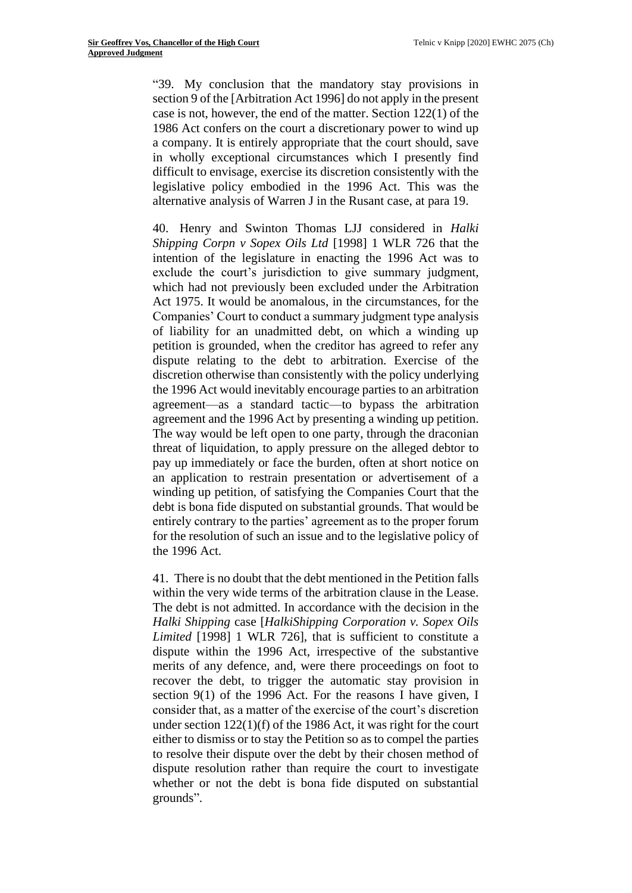"39. My conclusion that the mandatory stay provisions in section 9 of the [Arbitration Act 1996] do not apply in the present case is not, however, the end of the matter. Section 122(1) of the 1986 Act confers on the court a discretionary power to wind up a company. It is entirely appropriate that the court should, save in wholly exceptional circumstances which I presently find difficult to envisage, exercise its discretion consistently with the legislative policy embodied in the 1996 Act. This was the alternative analysis of Warren J in the Rusant case, at para 19.

40. Henry and Swinton Thomas LJJ considered in *Halki Shipping Corpn v Sopex Oils Ltd* [1998] 1 WLR 726 that the intention of the legislature in enacting the 1996 Act was to exclude the court's jurisdiction to give summary judgment, which had not previously been excluded under the Arbitration Act 1975. It would be anomalous, in the circumstances, for the Companies' Court to conduct a summary judgment type analysis of liability for an unadmitted debt, on which a winding up petition is grounded, when the creditor has agreed to refer any dispute relating to the debt to arbitration. Exercise of the discretion otherwise than consistently with the policy underlying the 1996 Act would inevitably encourage parties to an arbitration agreement—as a standard tactic—to bypass the arbitration agreement and the 1996 Act by presenting a winding up petition. The way would be left open to one party, through the draconian threat of liquidation, to apply pressure on the alleged debtor to pay up immediately or face the burden, often at short notice on an application to restrain presentation or advertisement of a winding up petition, of satisfying the Companies Court that the debt is bona fide disputed on substantial grounds. That would be entirely contrary to the parties' agreement as to the proper forum for the resolution of such an issue and to the legislative policy of the 1996 Act.

41. There is no doubt that the debt mentioned in the Petition falls within the very wide terms of the arbitration clause in the Lease. The debt is not admitted. In accordance with the decision in the *Halki Shipping* case [*HalkiShipping Corporation v. Sopex Oils Limited* [1998] 1 WLR 726], that is sufficient to constitute a dispute within the 1996 Act, irrespective of the substantive merits of any defence, and, were there proceedings on foot to recover the debt, to trigger the automatic stay provision in section 9(1) of the 1996 Act. For the reasons I have given, I consider that, as a matter of the exercise of the court's discretion under section 122(1)(f) of the 1986 Act, it was right for the court either to dismiss or to stay the Petition so as to compel the parties to resolve their dispute over the debt by their chosen method of dispute resolution rather than require the court to investigate whether or not the debt is bona fide disputed on substantial grounds".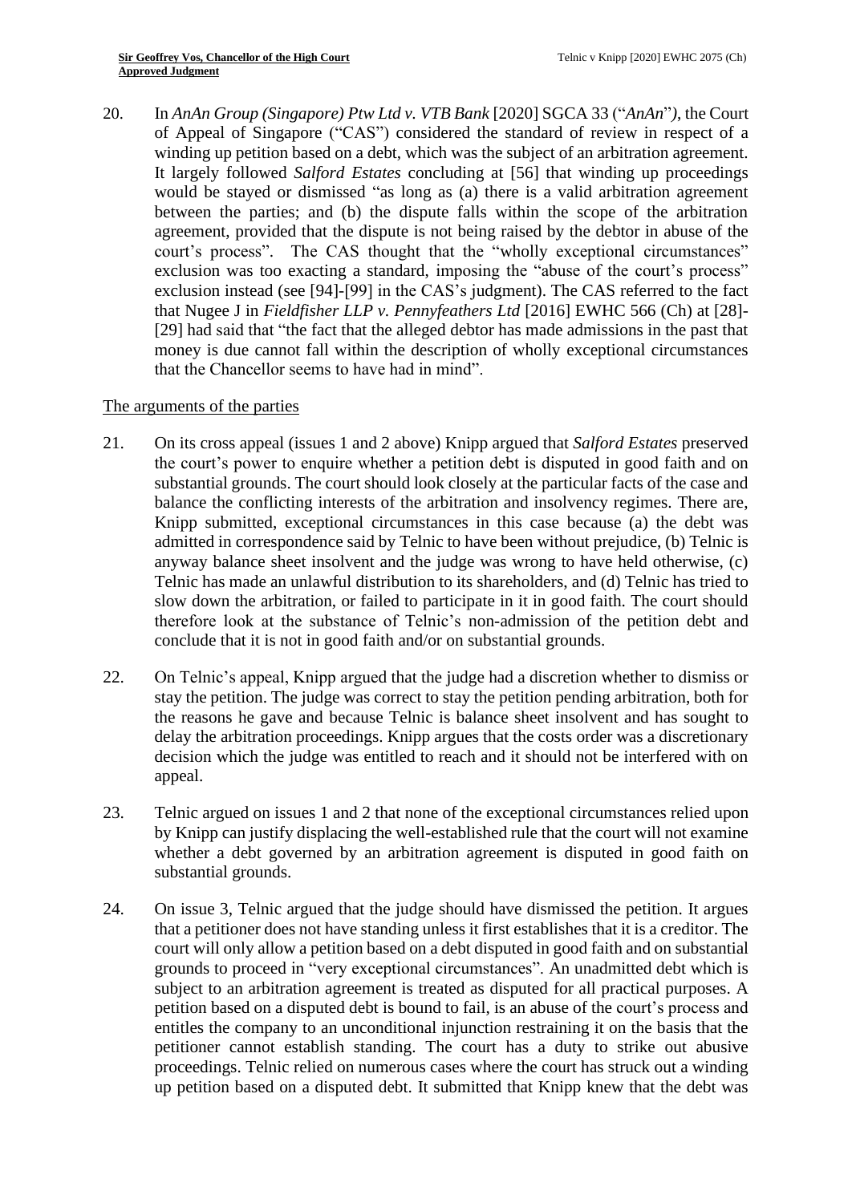20. In *AnAn Group (Singapore) Ptw Ltd v. VTB Bank* [2020] SGCA 33 ("*AnAn*"), the Court of Appeal of Singapore ("CAS") considered the standard of review in respect of a winding up petition based on a debt, which was the subject of an arbitration agreement. It largely followed *Salford Estates* concluding at [56] that winding up proceedings would be stayed or dismissed "as long as (a) there is a valid arbitration agreement between the parties; and (b) the dispute falls within the scope of the arbitration agreement, provided that the dispute is not being raised by the debtor in abuse of the court's process". The CAS thought that the "wholly exceptional circumstances" exclusion was too exacting a standard, imposing the "abuse of the court's process" exclusion instead (see [94]-[99] in the CAS's judgment). The CAS referred to the fact that Nugee J in *Fieldfisher LLP v. Pennyfeathers Ltd* [2016] EWHC 566 (Ch) at [28]-[29] had said that "the fact that the alleged debtor has made admissions in the past that money is due cannot fall within the description of wholly exceptional circumstances that the Chancellor seems to have had in mind".

<u>The arguments of the parties</u>

21. On its cross appeal (issues 1 and 2 above) Knipp argued that *Salford Estates* preserved the court's power to enquire whether a petition debt is disputed in good faith and on substantial grounds. The court should look closely at the particular facts of the case and balance the conflicting interests of the arbitration and insolvency regimes. There are, Knipp submitted, exceptional circumstances in this case because (a) the debt was admitted in correspondence said by Telnic to have been without prejudice, (b) Telnic is anyway balance sheet insolvent and the judge was wrong to have held otherwise, (c) Telnic has made an unlawful distribution to its shareholders, and (d) Telnic has tried to slow down the arbitration, or failed to participate in it in good faith. The court should therefore look at the substance of Telnic's non-admission of the petition debt and conclude that it is not in good faith and/or on substantial grounds.

22. On Telnic's appeal, Knipp argued that the judge had a discretion whether to dismiss or stay the petition. The judge was correct to stay the petition pending arbitration, both for the reasons he gave and because Telnic is balance sheet insolvent and has sought to delay the arbitration proceedings. Knipp argues that the costs order was a discretionary decision which the judge was entitled to reach and it should not be interfered with on appeal.

23. Telnic argued on issues 1 and 2 that none of the exceptional circumstances relied upon by Knipp can justify displacing the well-established rule that the court will not examine whether a debt governed by an arbitration agreement is disputed in good faith on substantial grounds.

24. On issue 3, Telnic argued that the judge should have dismissed the petition. It argues that a petitioner does not have standing unless it first establishes that it is a creditor. The court will only allow a petition based on a debt disputed in good faith and on substantial grounds to proceed in "very exceptional circumstances". An unadmitted debt which is subject to an arbitration agreement is treated as disputed for all practical purposes. A petition based on a disputed debt is bound to fail, is an abuse of the court's process and entitles the company to an unconditional injunction restraining it on the basis that the petitioner cannot establish standing. The court has a duty to strike out abusive proceedings. Telnic relied on numerous cases where the court has struck out a winding up petition based on a disputed debt. It submitted that Knipp knew that the debt was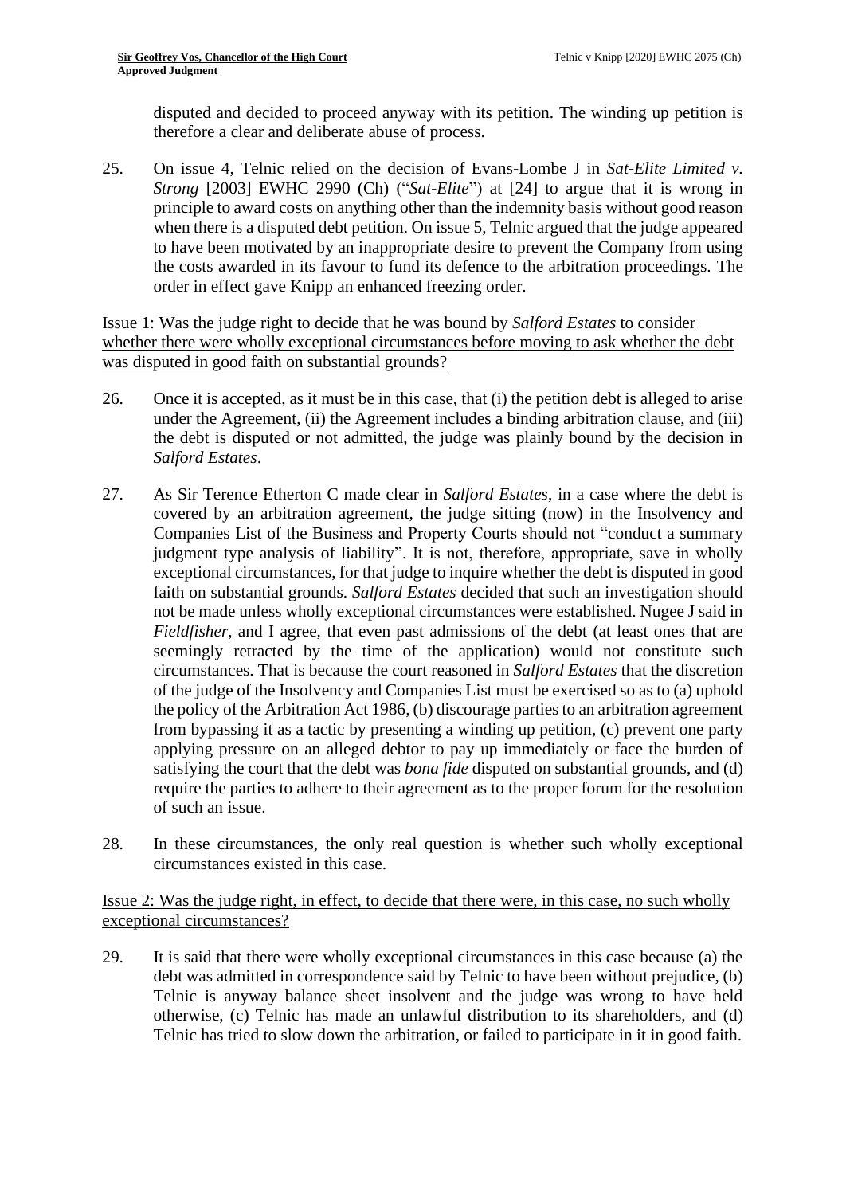disputed and decided to proceed anyway with its petition. The winding up petition is therefore a clear and deliberate abuse of process.

25. On issue 4, Telnic relied on the decision of Evans-Lombe J in *Sat-Elite Limited v. Strong* [2003] EWHC 2990 (Ch) ("*Sat-Elite*") at [24] to argue that it is wrong in principle to award costs on anything other than the indemnity basis without good reason when there is a disputed debt petition. On issue 5, Telnic argued that the judge appeared to have been motivated by an inappropriate desire to prevent the Company from using the costs awarded in its favour to fund its defence to the arbitration proceedings. The order in effect gave Knipp an enhanced freezing order.

<u>Issue 1: Was the judge right to decide that he was bound by *Salford Estates* to consider whether there were wholly exceptional circumstances before moving to ask whether the debt was disputed in good faith on substantial grounds?</u>

26. Once it is accepted, as it must be in this case, that (i) the petition debt is alleged to arise under the Agreement, (ii) the Agreement includes a binding arbitration clause, and (iii) the debt is disputed or not admitted, the judge was plainly bound by the decision in *Salford Estates*.

27. As Sir Terence Etherton C made clear in *Salford Estates*, in a case where the debt is covered by an arbitration agreement, the judge sitting (now) in the Insolvency and Companies List of the Business and Property Courts should not "conduct a summary judgment type analysis of liability". It is not, therefore, appropriate, save in wholly exceptional circumstances, for that judge to inquire whether the debt is disputed in good faith on substantial grounds. *Salford Estates* decided that such an investigation should not be made unless wholly exceptional circumstances were established. Nugee J said in *Fieldfisher*, and I agree, that even past admissions of the debt (at least ones that are seemingly retracted by the time of the application) would not constitute such circumstances. That is because the court reasoned in *Salford Estates* that the discretion of the judge of the Insolvency and Companies List must be exercised so as to (a) uphold the policy of the Arbitration Act 1986, (b) discourage parties to an arbitration agreement from bypassing it as a tactic by presenting a winding up petition, (c) prevent one party applying pressure on an alleged debtor to pay up immediately or face the burden of satisfying the court that the debt was *bona fide* disputed on substantial grounds, and (d) require the parties to adhere to their agreement as to the proper forum for the resolution of such an issue.

28. In these circumstances, the only real question is whether such wholly exceptional circumstances existed in this case.

<u>Issue 2: Was the judge right, in effect, to decide that there were, in this case, no such wholly exceptional circumstances?</u>

29. It is said that there were wholly exceptional circumstances in this case because (a) the debt was admitted in correspondence said by Telnic to have been without prejudice, (b) Telnic is anyway balance sheet insolvent and the judge was wrong to have held otherwise, (c) Telnic has made an unlawful distribution to its shareholders, and (d) Telnic has tried to slow down the arbitration, or failed to participate in it in good faith.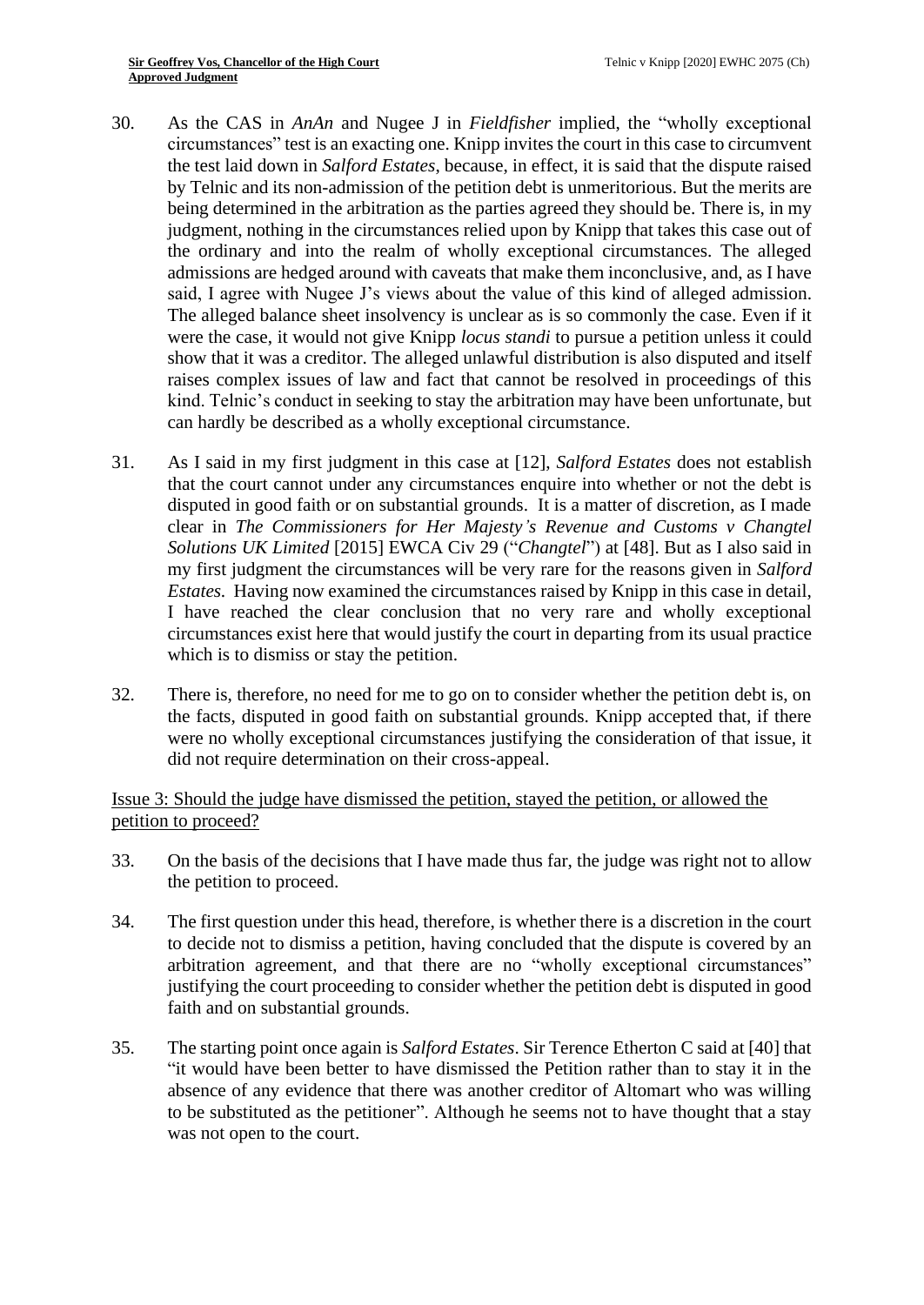30. As the CAS in *AnAn* and Nugee J in *Fieldfisher* implied, the "wholly exceptional circumstances" test is an exacting one. Knipp invites the court in this case to circumvent the test laid down in *Salford Estates*, because, in effect, it is said that the dispute raised by Telnic and its non-admission of the petition debt is unmeritorious. But the merits are being determined in the arbitration as the parties agreed they should be. There is, in my judgment, nothing in the circumstances relied upon by Knipp that takes this case out of the ordinary and into the realm of wholly exceptional circumstances. The alleged admissions are hedged around with caveats that make them inconclusive, and, as I have said, I agree with Nugee J's views about the value of this kind of alleged admission. The alleged balance sheet insolvency is unclear as is so commonly the case. Even if it were the case, it would not give Knipp *locus standi* to pursue a petition unless it could show that it was a creditor. The alleged unlawful distribution is also disputed and itself raises complex issues of law and fact that cannot be resolved in proceedings of this kind. Telnic's conduct in seeking to stay the arbitration may have been unfortunate, but can hardly be described as a wholly exceptional circumstance.

31. As I said in my first judgment in this case at [12], *Salford Estates* does not establish that the court cannot under any circumstances enquire into whether or not the debt is disputed in good faith or on substantial grounds. It is a matter of discretion, as I made clear in *The Commissioners for Her Majesty's Revenue and Customs v Changtel Solutions UK Limited* [2015] EWCA Civ 29 ("*Changtel*") at [48]. But as I also said in my first judgment the circumstances will be very rare for the reasons given in *Salford Estates.* Having now examined the circumstances raised by Knipp in this case in detail, I have reached the clear conclusion that no very rare and wholly exceptional circumstances exist here that would justify the court in departing from its usual practice which is to dismiss or stay the petition.

32. There is, therefore, no need for me to go on to consider whether the petition debt is, on the facts, disputed in good faith on substantial grounds. Knipp accepted that, if there were no wholly exceptional circumstances justifying the consideration of that issue, it did not require determination on their cross-appeal.

Issue 3: Should the judge have dismissed the petition, stayed the petition, or allowed the petition to proceed?

33. On the basis of the decisions that I have made thus far, the judge was right not to allow the petition to proceed.

34. The first question under this head, therefore, is whether there is a discretion in the court to decide not to dismiss a petition, having concluded that the dispute is covered by an arbitration agreement, and that there are no "wholly exceptional circumstances" justifying the court proceeding to consider whether the petition debt is disputed in good faith and on substantial grounds.

35. The starting point once again is *Salford Estates*. Sir Terence Etherton C said at [40] that "it would have been better to have dismissed the Petition rather than to stay it in the absence of any evidence that there was another creditor of Altomart who was willing to be substituted as the petitioner". Although he seems not to have thought that a stay was not open to the court.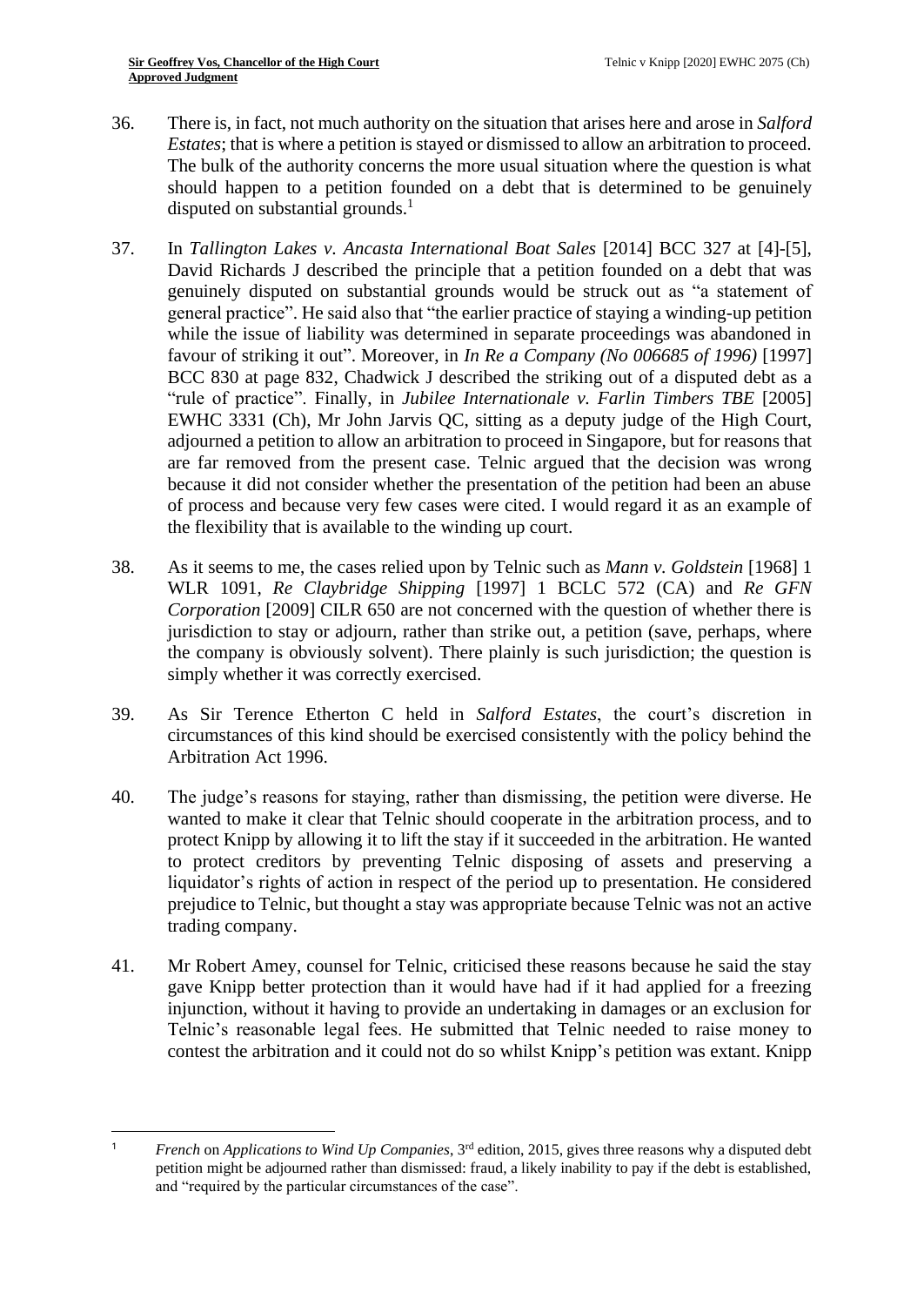36. There is, in fact, not much authority on the situation that arises here and arose in *Salford Estates*; that is where a petition is stayed or dismissed to allow an arbitration to proceed. The bulk of the authority concerns the more usual situation where the question is what should happen to a petition founded on a debt that is determined to be genuinely disputed on substantial grounds.[1]

37. In *Tallington Lakes v. Ancasta International Boat Sales* [2014] BCC 327 at [4]-[5], David Richards J described the principle that a petition founded on a debt that was genuinely disputed on substantial grounds would be struck out as "a statement of general practice". He said also that "the earlier practice of staying a winding-up petition while the issue of liability was determined in separate proceedings was abandoned in favour of striking it out". Moreover, in *In Re a Company (No 006685 of 1996)* [1997] BCC 830 at page 832, Chadwick J described the striking out of a disputed debt as a "rule of practice". Finally, in *Jubilee Internationale v. Farlin Timbers TBE* [2005] EWHC 3331 (Ch), Mr John Jarvis QC, sitting as a deputy judge of the High Court, adjourned a petition to allow an arbitration to proceed in Singapore, but for reasons that are far removed from the present case. Telnic argued that the decision was wrong because it did not consider whether the presentation of the petition had been an abuse of process and because very few cases were cited. I would regard it as an example of the flexibility that is available to the winding up court.

38. As it seems to me, the cases relied upon by Telnic such as *Mann v. Goldstein* [1968] 1 WLR 1091, *Re Claybridge Shipping* [1997] 1 BCLC 572 (CA) and *Re GFN Corporation* [2009] CILR 650 are not concerned with the question of whether there is jurisdiction to stay or adjourn, rather than strike out, a petition (save, perhaps, where the company is obviously solvent). There plainly is such jurisdiction; the question is simply whether it was correctly exercised.

39. As Sir Terence Etherton C held in *Salford Estates*, the court's discretion in circumstances of this kind should be exercised consistently with the policy behind the Arbitration Act 1996.

40. The judge's reasons for staying, rather than dismissing, the petition were diverse. He wanted to make it clear that Telnic should cooperate in the arbitration process, and to protect Knipp by allowing it to lift the stay if it succeeded in the arbitration. He wanted to protect creditors by preventing Telnic disposing of assets and preserving a liquidator's rights of action in respect of the period up to presentation. He considered prejudice to Telnic, but thought a stay was appropriate because Telnic was not an active trading company.

41. Mr Robert Amey, counsel for Telnic, criticised these reasons because he said the stay gave Knipp better protection than it would have had if it had applied for a freezing injunction, without it having to provide an undertaking in damages or an exclusion for Telnic's reasonable legal fees. He submitted that Telnic needed to raise money to contest the arbitration and it could not do so whilst Knipp's petition was extant. Knipp

---

[1] *French* on *Applications to Wind Up Companies*, 3rd edition, 2015, gives three reasons why a disputed debt petition might be adjourned rather than dismissed: fraud, a likely inability to pay if the debt is established, and "required by the particular circumstances of the case".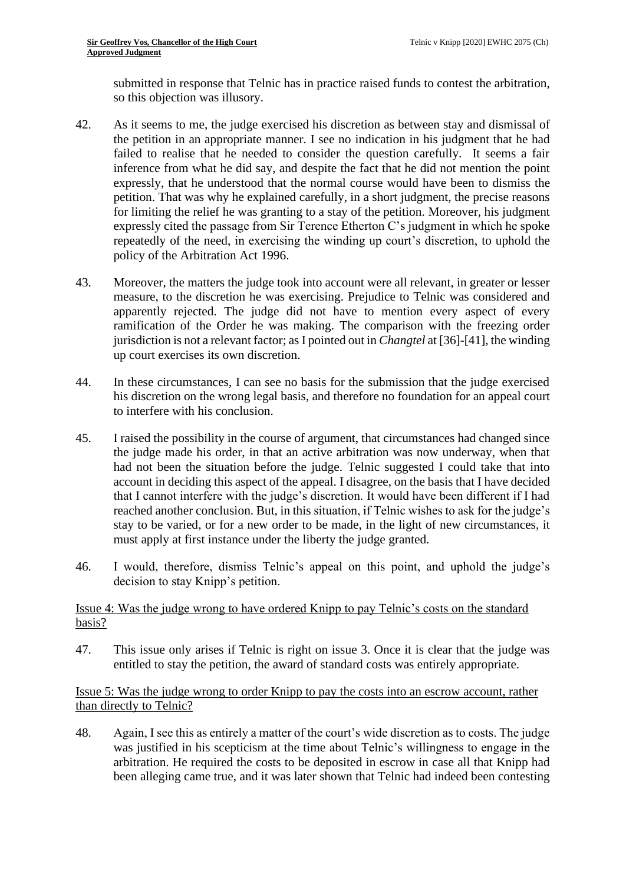submitted in response that Telnic has in practice raised funds to contest the arbitration, so this objection was illusory.

42. As it seems to me, the judge exercised his discretion as between stay and dismissal of the petition in an appropriate manner. I see no indication in his judgment that he had failed to realise that he needed to consider the question carefully. It seems a fair inference from what he did say, and despite the fact that he did not mention the point expressly, that he understood that the normal course would have been to dismiss the petition. That was why he explained carefully, in a short judgment, the precise reasons for limiting the relief he was granting to a stay of the petition. Moreover, his judgment expressly cited the passage from Sir Terence Etherton C's judgment in which he spoke repeatedly of the need, in exercising the winding up court's discretion, to uphold the policy of the Arbitration Act 1996.

43. Moreover, the matters the judge took into account were all relevant, in greater or lesser measure, to the discretion he was exercising. Prejudice to Telnic was considered and apparently rejected. The judge did not have to mention every aspect of every ramification of the Order he was making. The comparison with the freezing order jurisdiction is not a relevant factor; as I pointed out in *Changtel* at [36]-[41], the winding up court exercises its own discretion.

44. In these circumstances, I can see no basis for the submission that the judge exercised his discretion on the wrong legal basis, and therefore no foundation for an appeal court to interfere with his conclusion.

45. I raised the possibility in the course of argument, that circumstances had changed since the judge made his order, in that an active arbitration was now underway, when that had not been the situation before the judge. Telnic suggested I could take that into account in deciding this aspect of the appeal. I disagree, on the basis that I have decided that I cannot interfere with the judge's discretion. It would have been different if I had reached another conclusion. But, in this situation, if Telnic wishes to ask for the judge's stay to be varied, or for a new order to be made, in the light of new circumstances, it must apply at first instance under the liberty the judge granted.

46. I would, therefore, dismiss Telnic's appeal on this point, and uphold the judge's decision to stay Knipp's petition.

Issue 4: Was the judge wrong to have ordered Knipp to pay Telnic's costs on the standard basis?

47. This issue only arises if Telnic is right on issue 3. Once it is clear that the judge was entitled to stay the petition, the award of standard costs was entirely appropriate.

Issue 5: Was the judge wrong to order Knipp to pay the costs into an escrow account, rather than directly to Telnic?

48. Again, I see this as entirely a matter of the court's wide discretion as to costs. The judge was justified in his scepticism at the time about Telnic's willingness to engage in the arbitration. He required the costs to be deposited in escrow in case all that Knipp had been alleging came true, and it was later shown that Telnic had indeed been contesting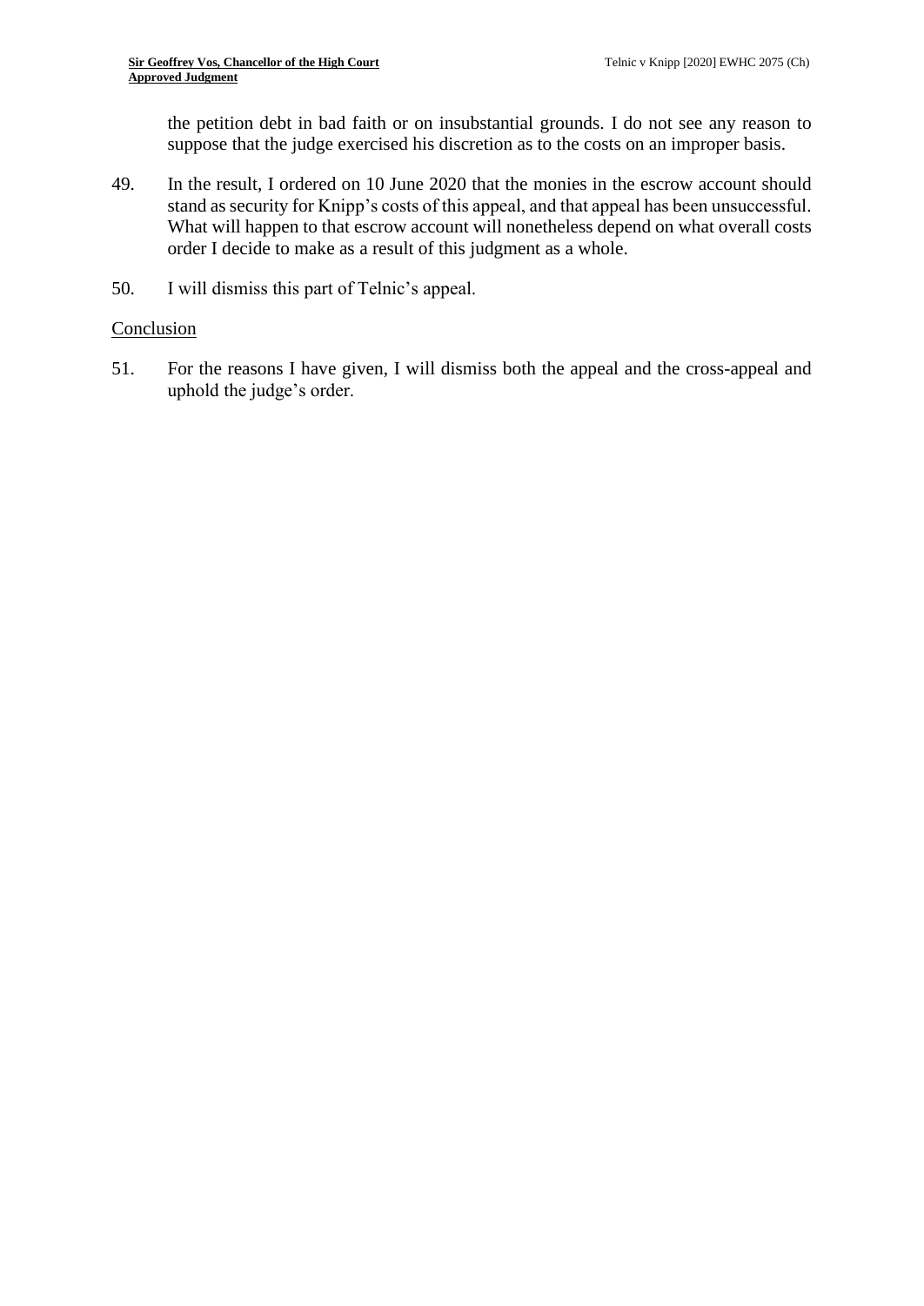the petition debt in bad faith or on insubstantial grounds. I do not see any reason to suppose that the judge exercised his discretion as to the costs on an improper basis.

49. In the result, I ordered on 10 June 2020 that the monies in the escrow account should stand as security for Knipp's costs of this appeal, and that appeal has been unsuccessful. What will happen to that escrow account will nonetheless depend on what overall costs order I decide to make as a result of this judgment as a whole.

50. I will dismiss this part of Telnic's appeal.

## Conclusion

51. For the reasons I have given, I will dismiss both the appeal and the cross-appeal and uphold the judge's order.